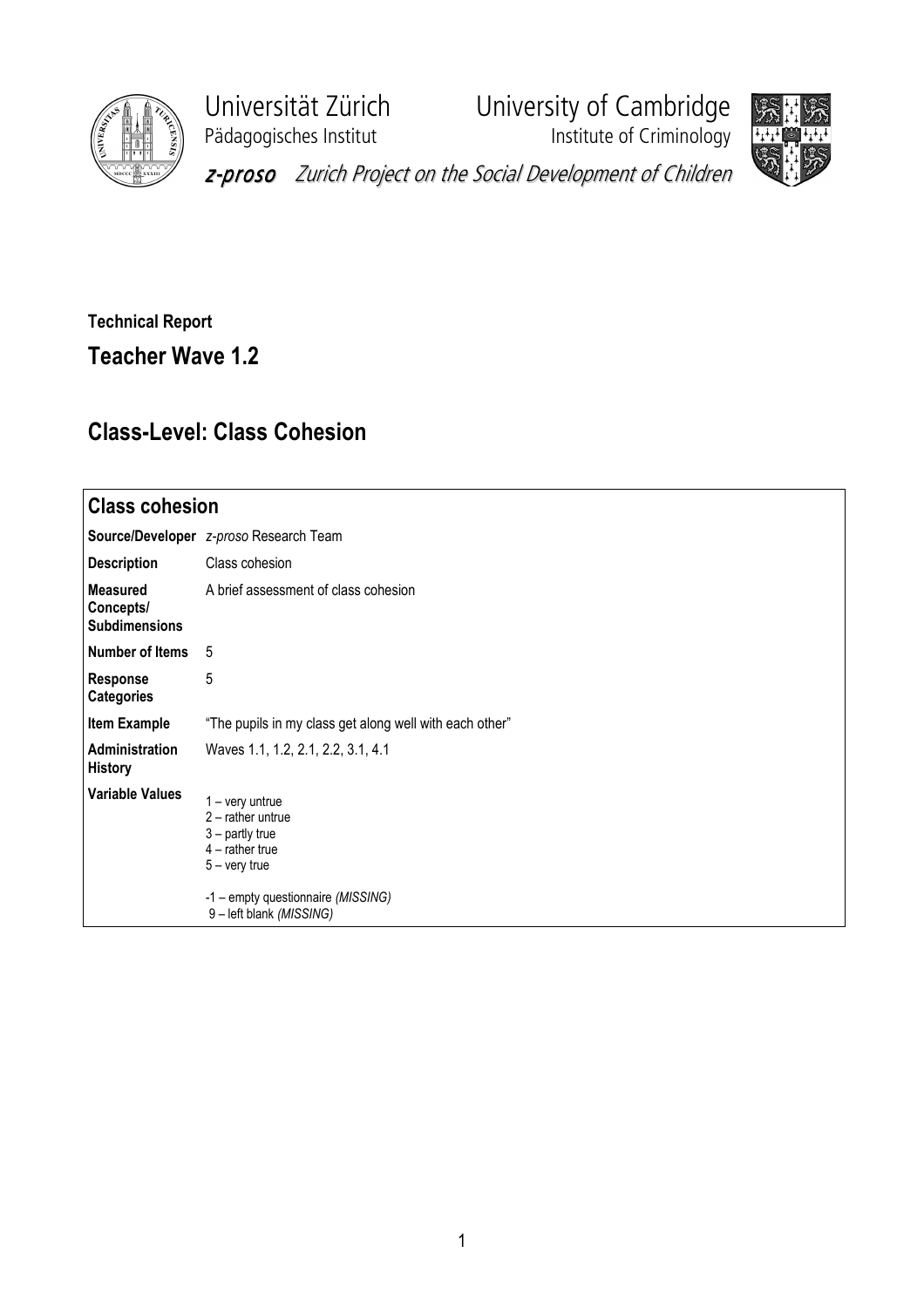Universität Zürich
Pädagogisches Institut

University of Cambridge
Institute of Criminology

*z-proso* *Zurich Project on the Social Development of Children*

**Technical Report**

## Teacher Wave 1.2

## Class-Level: Class Cohesion

| **Class cohesion** | |
|---|---|
| **Source/Developer** | *z-proso* Research Team |
| **Description** | Class cohesion |
| **Measured Concepts/ Subdimensions** | A brief assessment of class cohesion |
| **Number of Items** | 5 |
| **Response Categories** | 5 |
| **Item Example** | "The pupils in my class get along well with each other" |
| **Administration History** | Waves 1.1, 1.2, 2.1, 2.2, 3.1, 4.1 |
| **Variable Values** | 1 – very untrue<br>2 – rather untrue<br>3 – partly true<br>4 – rather true<br>5 – very true<br><br>-1 – empty questionnaire *(MISSING)*<br>9 – left blank *(MISSING)* |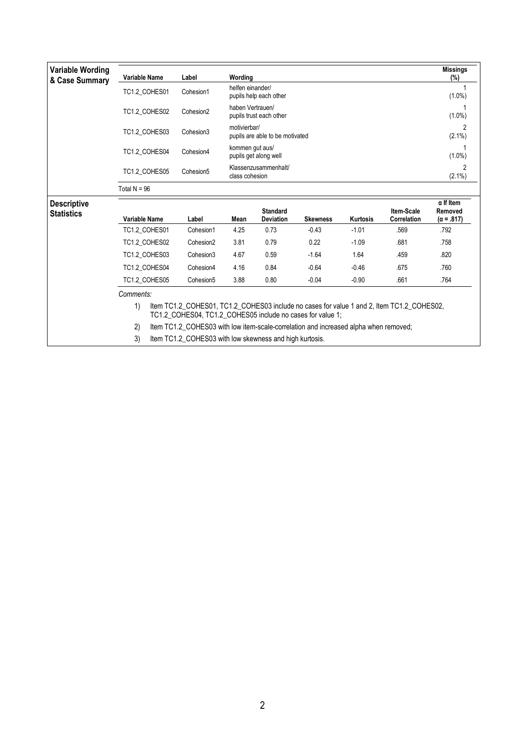## Variable Wording & Case Summary

| Variable Name | Label | Wording | Missings (%) |
|---|---|---|---|
| TC1.2_COHES01 | Cohesion1 | helfen einander/ pupils help each other | 1 (1.0%) |
| TC1.2_COHES02 | Cohesion2 | haben Vertrauen/ pupils trust each other | 1 (1.0%) |
| TC1.2_COHES03 | Cohesion3 | motivierbar/ pupils are able to be motivated | 2 (2.1%) |
| TC1.2_COHES04 | Cohesion4 | kommen gut aus/ pupils get along well | 1 (1.0%) |
| TC1.2_COHES05 | Cohesion5 | Klassenzusammenhalt/ class cohesion | 2 (2.1%) |

Total N = 96

## Descriptive Statistics

| Variable Name | Label | Mean | Standard Deviation | Skewness | Kurtosis | Item-Scale Correlation | α If Item Removed (α = .817) |
|---|---|---|---|---|---|---|---|
| TC1.2_COHES01 | Cohesion1 | 4.25 | 0.73 | -0.43 | -1.01 | .569 | .792 |
| TC1.2_COHES02 | Cohesion2 | 3.81 | 0.79 | 0.22 | -1.09 | .681 | .758 |
| TC1.2_COHES03 | Cohesion3 | 4.67 | 0.59 | -1.64 | 1.64 | .459 | .820 |
| TC1.2_COHES04 | Cohesion4 | 4.16 | 0.84 | -0.64 | -0.46 | .675 | .760 |
| TC1.2_COHES05 | Cohesion5 | 3.88 | 0.80 | -0.04 | -0.90 | .661 | .764 |

*Comments:*

1) Item TC1.2_COHES01, TC1.2_COHES03 include no cases for value 1 and 2, Item TC1.2_COHES02, TC1.2_COHES04, TC1.2_COHES05 include no cases for value 1;
2) Item TC1.2_COHES03 with low item-scale-correlation and increased alpha when removed;
3) Item TC1.2_COHES03 with low skewness and high kurtosis.